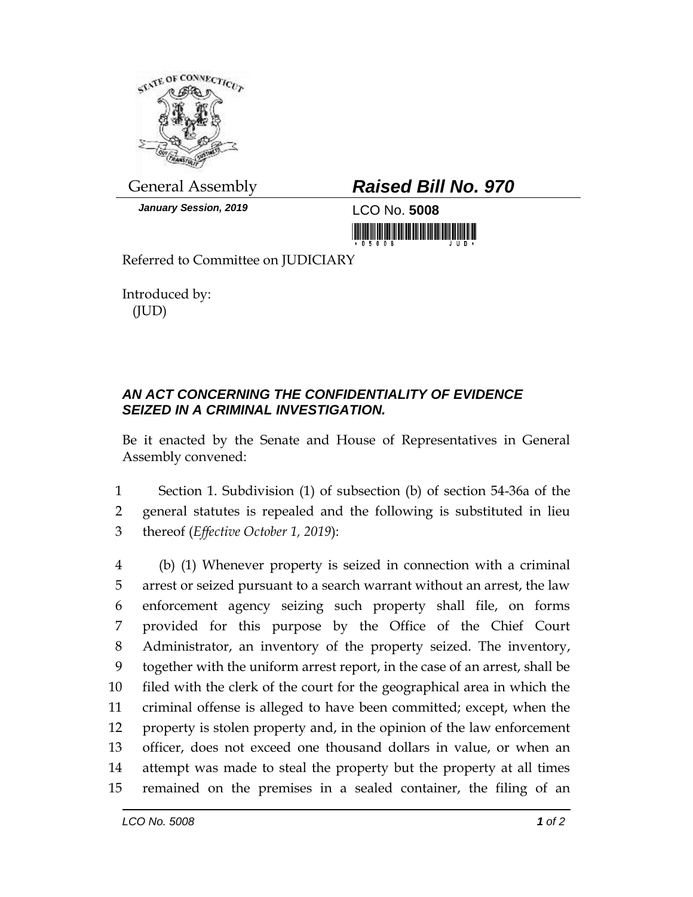General Assembly

**Raised Bill No. 970**

***January Session, 2019***

LCO No. **5008**

Referred to Committee on JUDICIARY

Introduced by:
(JUD)

***AN ACT CONCERNING THE CONFIDENTIALITY OF EVIDENCE SEIZED IN A CRIMINAL INVESTIGATION.***

Be it enacted by the Senate and House of Representatives in General Assembly convened:

1 Section 1. Subdivision (1) of subsection (b) of section 54-36a of the
2 general statutes is repealed and the following is substituted in lieu
3 thereof (*Effective October 1, 2019*):

4 (b) (1) Whenever property is seized in connection with a criminal
5 arrest or seized pursuant to a search warrant without an arrest, the law
6 enforcement agency seizing such property shall file, on forms
7 provided for this purpose by the Office of the Chief Court
8 Administrator, an inventory of the property seized. The inventory,
9 together with the uniform arrest report, in the case of an arrest, shall be
10 filed with the clerk of the court for the geographical area in which the
11 criminal offense is alleged to have been committed; except, when the
12 property is stolen property and, in the opinion of the law enforcement
13 officer, does not exceed one thousand dollars in value, or when an
14 attempt was made to steal the property but the property at all times
15 remained on the premises in a sealed container, the filing of an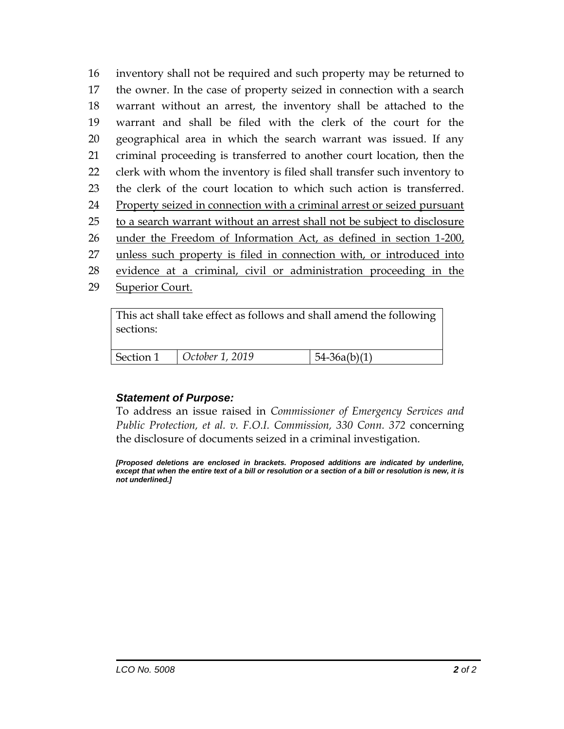16 inventory shall not be required and such property may be returned to
17 the owner. In the case of property seized in connection with a search
18 warrant without an arrest, the inventory shall be attached to the
19 warrant and shall be filed with the clerk of the court for the
20 geographical area in which the search warrant was issued. If any
21 criminal proceeding is transferred to another court location, then the
22 clerk with whom the inventory is filed shall transfer such inventory to
23 the clerk of the court location to which such action is transferred.
24 <u>Property seized in connection with a criminal arrest or seized pursuant</u>
25 <u>to a search warrant without an arrest shall not be subject to disclosure</u>
26 <u>under the Freedom of Information Act, as defined in section 1-200,</u>
27 <u>unless such property is filed in connection with, or introduced into</u>
28 <u>evidence at a criminal, civil or administration proceeding in the</u>
29 <u>Superior Court.</u>

| This act shall take effect as follows and shall amend the following sections: | | |
|---|---|---|
| Section 1 | *October 1, 2019* | 54-36a(b)(1) |

### *Statement of Purpose:*

To address an issue raised in *Commissioner of Emergency Services and Public Protection, et al. v. F.O.I. Commission, 330 Conn. 372* concerning the disclosure of documents seized in a criminal investigation.

***[Proposed deletions are enclosed in brackets. Proposed additions are indicated by underline, except that when the entire text of a bill or resolution or a section of a bill or resolution is new, it is not underlined.]***

*LCO No. 5008*